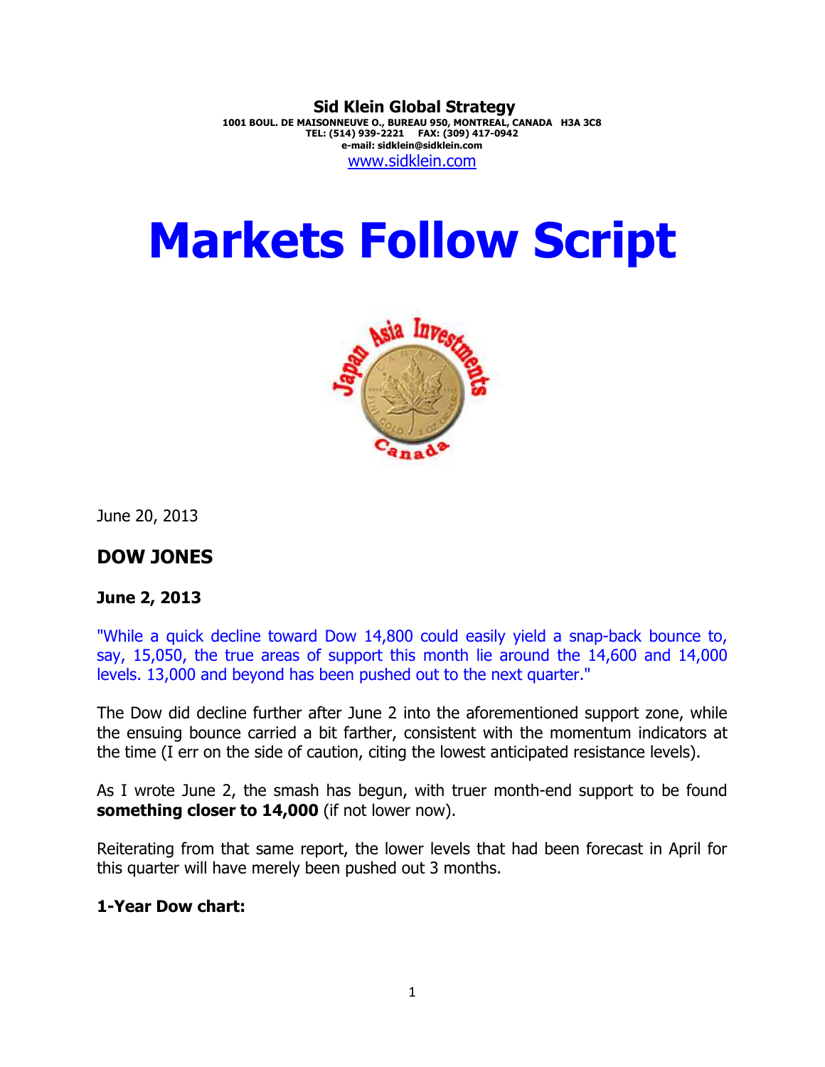**Sid Klein Global Strategy**
1001 BOUL. DE MAISONNEUVE O., BUREAU 950, MONTREAL, CANADA H3A 3C8
TEL: (514) 939-2221 FAX: (309) 417-0942
e-mail: sidklein@sidklein.com
www.sidklein.com

# Markets Follow Script

June 20, 2013

## DOW JONES

### June 2, 2013

"While a quick decline toward Dow 14,800 could easily yield a snap-back bounce to, say, 15,050, the true areas of support this month lie around the 14,600 and 14,000 levels. 13,000 and beyond has been pushed out to the next quarter."

The Dow did decline further after June 2 into the aforementioned support zone, while the ensuing bounce carried a bit farther, consistent with the momentum indicators at the time (I err on the side of caution, citing the lowest anticipated resistance levels).

As I wrote June 2, the smash has begun, with truer month-end support to be found **something closer to 14,000** (if not lower now).

Reiterating from that same report, the lower levels that had been forecast in April for this quarter will have merely been pushed out 3 months.

**1-Year Dow chart:**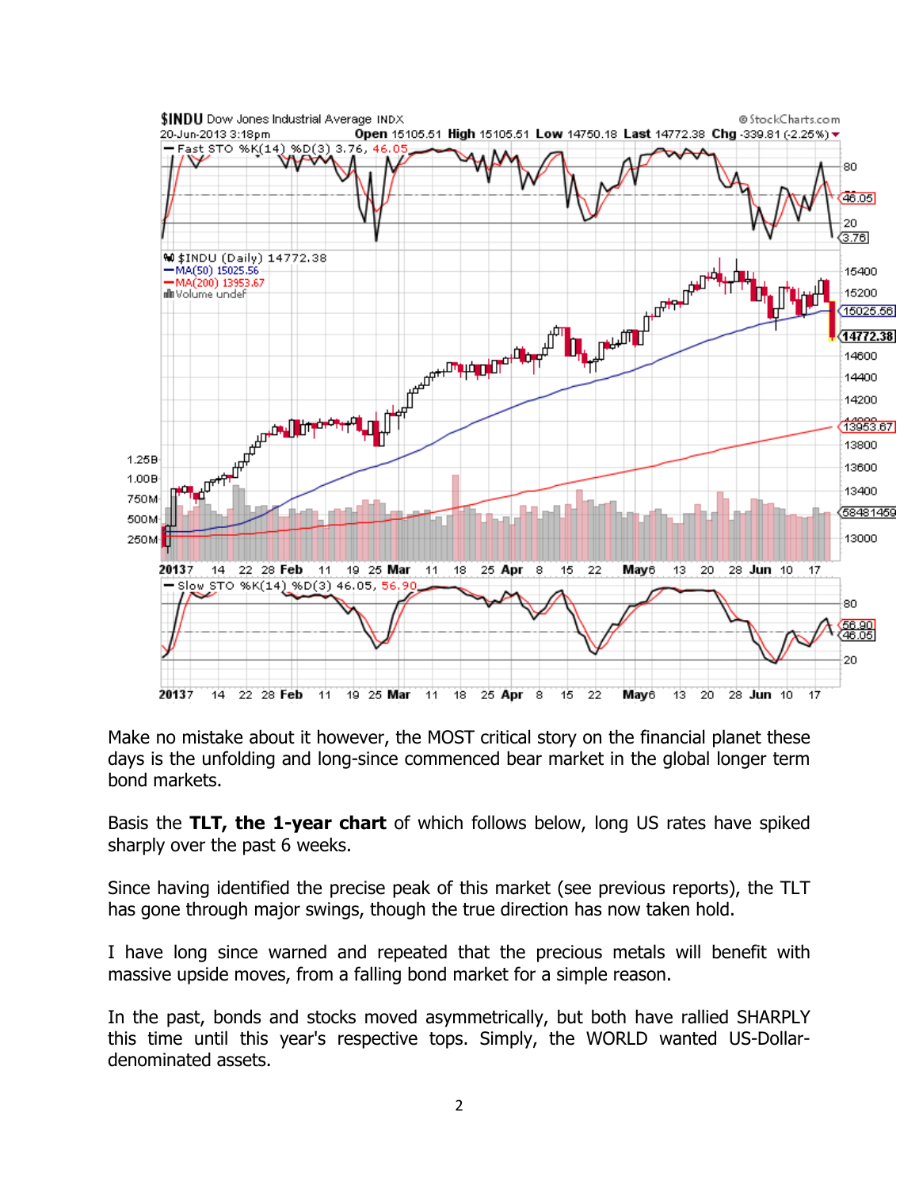Make no mistake about it however, the MOST critical story on the financial planet these days is the unfolding and long-since commenced bear market in the global longer term bond markets.

Basis the **TLT, the 1-year chart** of which follows below, long US rates have spiked sharply over the past 6 weeks.

Since having identified the precise peak of this market (see previous reports), the TLT has gone through major swings, though the true direction has now taken hold.

I have long since warned and repeated that the precious metals will benefit with massive upside moves, from a falling bond market for a simple reason.

In the past, bonds and stocks moved asymmetrically, but both have rallied SHARPLY this time until this year's respective tops. Simply, the WORLD wanted US-Dollar-denominated assets.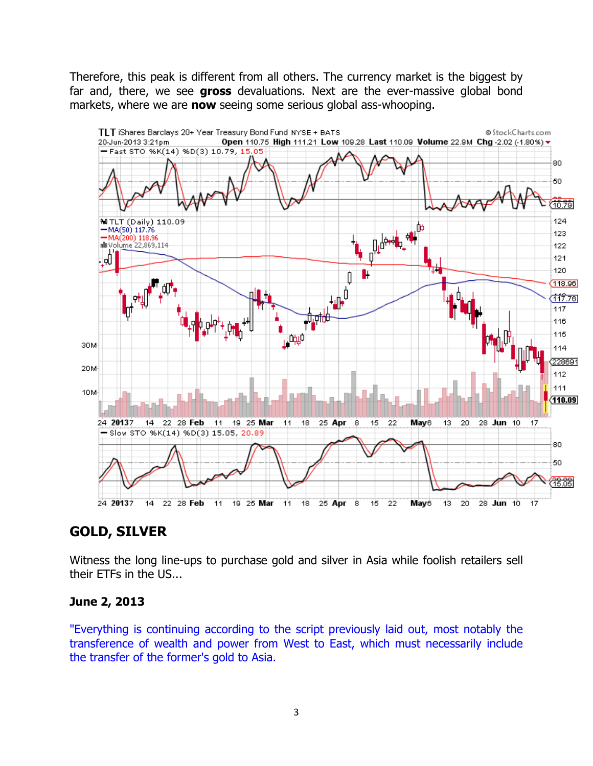Therefore, this peak is different from all others. The currency market is the biggest by far and, there, we see **gross** devaluations. Next are the ever-massive global bond markets, where we are **now** seeing some serious global ass-whooping.

## GOLD, SILVER

Witness the long line-ups to purchase gold and silver in Asia while foolish retailers sell their ETFs in the US...

### June 2, 2013

"Everything is continuing according to the script previously laid out, most notably the transference of wealth and power from West to East, which must necessarily include the transfer of the former's gold to Asia.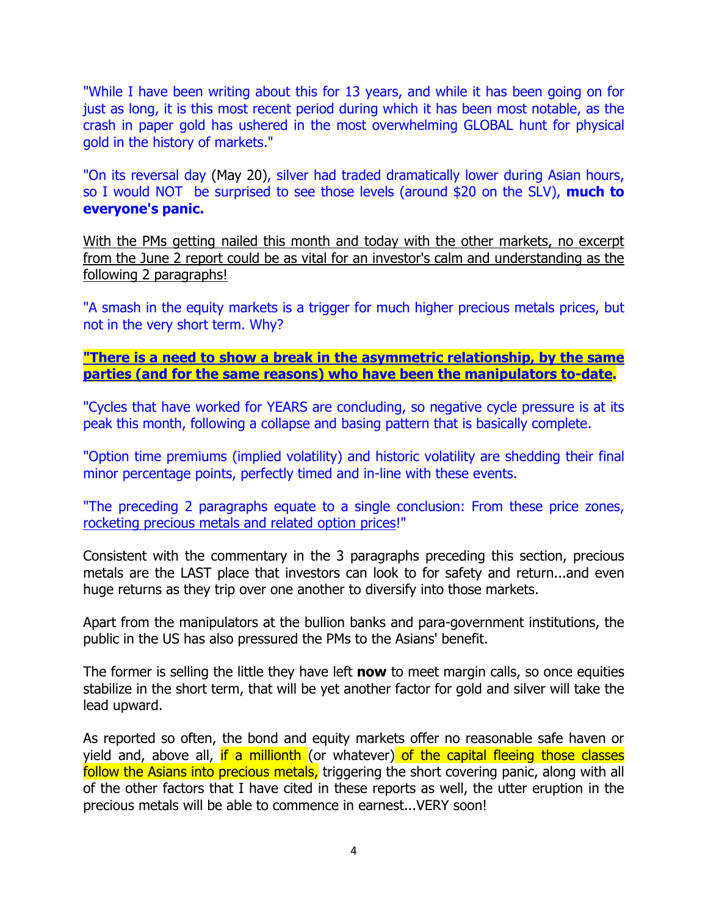"While I have been writing about this for 13 years, and while it has been going on for just as long, it is this most recent period during which it has been most notable, as the crash in paper gold has ushered in the most overwhelming GLOBAL hunt for physical gold in the history of markets."

"On its reversal day (May 20), silver had traded dramatically lower during Asian hours, so I would NOT be surprised to see those levels (around $20 on the SLV), **much to everyone's panic.**

With the PMs getting nailed this month and today with the other markets, no excerpt from the June 2 report could be as vital for an investor's calm and understanding as the following 2 paragraphs!

"A smash in the equity markets is a trigger for much higher precious metals prices, but not in the very short term. Why?

**"There is a need to show a break in the asymmetric relationship, by the same parties (and for the same reasons) who have been the manipulators to-date.**

"Cycles that have worked for YEARS are concluding, so negative cycle pressure is at its peak this month, following a collapse and basing pattern that is basically complete.

"Option time premiums (implied volatility) and historic volatility are shedding their final minor percentage points, perfectly timed and in-line with these events.

"The preceding 2 paragraphs equate to a single conclusion: From these price zones, rocketing precious metals and related option prices!"

Consistent with the commentary in the 3 paragraphs preceding this section, precious metals are the LAST place that investors can look to for safety and return...and even huge returns as they trip over one another to diversify into those markets.

Apart from the manipulators at the bullion banks and para-government institutions, the public in the US has also pressured the PMs to the Asians' benefit.

The former is selling the little they have left **now** to meet margin calls, so once equities stabilize in the short term, that will be yet another factor for gold and silver will take the lead upward.

As reported so often, the bond and equity markets offer no reasonable safe haven or yield and, above all, if a millionth (or whatever) of the capital fleeing those classes follow the Asians into precious metals, triggering the short covering panic, along with all of the other factors that I have cited in these reports as well, the utter eruption in the precious metals will be able to commence in earnest...VERY soon!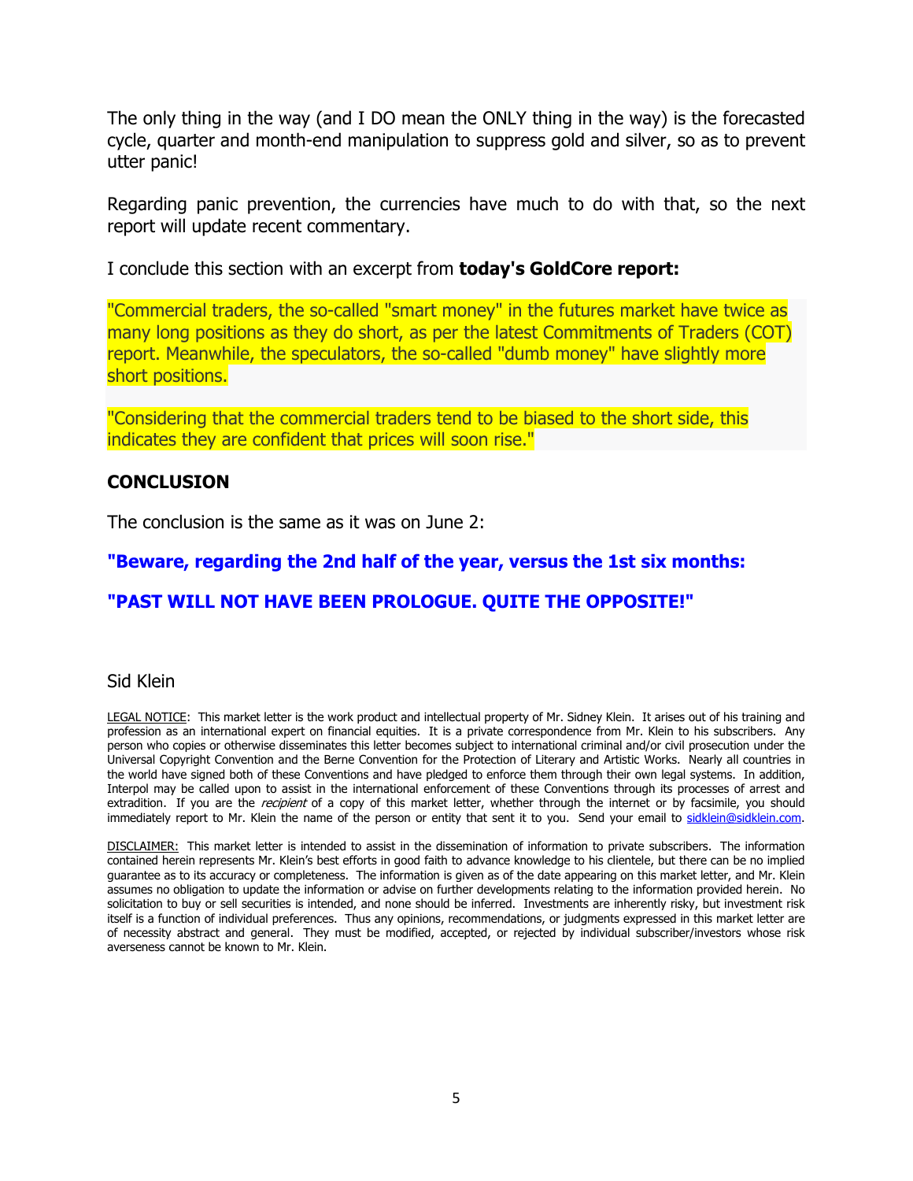The only thing in the way (and I DO mean the ONLY thing in the way) is the forecasted cycle, quarter and month-end manipulation to suppress gold and silver, so as to prevent utter panic!

Regarding panic prevention, the currencies have much to do with that, so the next report will update recent commentary.

I conclude this section with an excerpt from **today's GoldCore report:**

"Commercial traders, the so-called "smart money" in the futures market have twice as many long positions as they do short, as per the latest Commitments of Traders (COT) report. Meanwhile, the speculators, the so-called "dumb money" have slightly more short positions.

"Considering that the commercial traders tend to be biased to the short side, this indicates they are confident that prices will soon rise."

## CONCLUSION

The conclusion is the same as it was on June 2:

**"Beware, regarding the 2nd half of the year, versus the 1st six months:**

**"PAST WILL NOT HAVE BEEN PROLOGUE. QUITE THE OPPOSITE!"**

Sid Klein

LEGAL NOTICE: This market letter is the work product and intellectual property of Mr. Sidney Klein. It arises out of his training and profession as an international expert on financial equities. It is a private correspondence from Mr. Klein to his subscribers. Any person who copies or otherwise disseminates this letter becomes subject to international criminal and/or civil prosecution under the Universal Copyright Convention and the Berne Convention for the Protection of Literary and Artistic Works. Nearly all countries in the world have signed both of these Conventions and have pledged to enforce them through their own legal systems. In addition, Interpol may be called upon to assist in the international enforcement of these Conventions through its processes of arrest and extradition. If you are the *recipient* of a copy of this market letter, whether through the internet or by facsimile, you should immediately report to Mr. Klein the name of the person or entity that sent it to you. Send your email to sidklein@sidklein.com.

DISCLAIMER: This market letter is intended to assist in the dissemination of information to private subscribers. The information contained herein represents Mr. Klein's best efforts in good faith to advance knowledge to his clientele, but there can be no implied guarantee as to its accuracy or completeness. The information is given as of the date appearing on this market letter, and Mr. Klein assumes no obligation to update the information or advise on further developments relating to the information provided herein. No solicitation to buy or sell securities is intended, and none should be inferred. Investments are inherently risky, but investment risk itself is a function of individual preferences. Thus any opinions, recommendations, or judgments expressed in this market letter are of necessity abstract and general. They must be modified, accepted, or rejected by individual subscriber/investors whose risk averseness cannot be known to Mr. Klein.